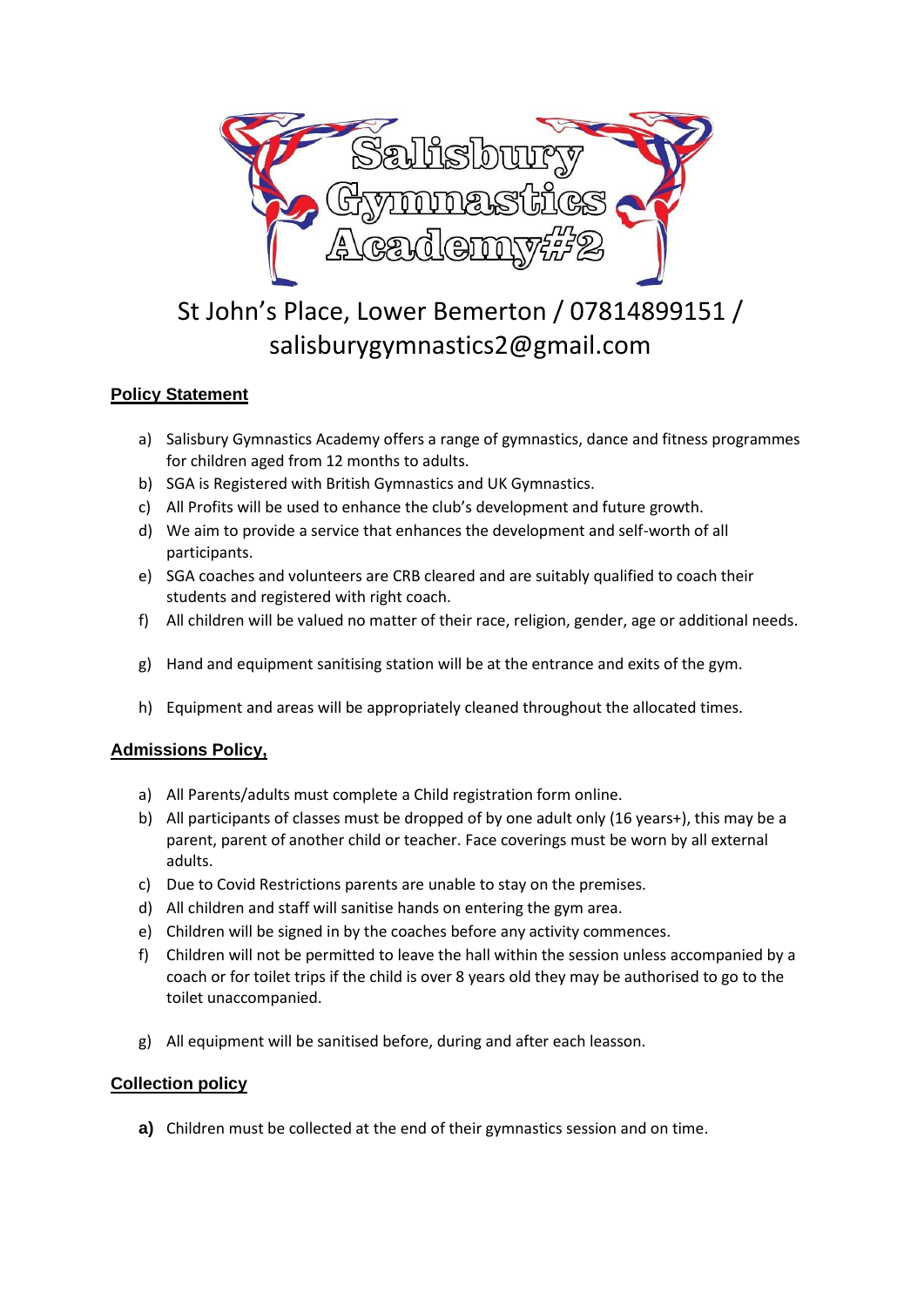# Salisbury Gymnastics Academy#2

St John's Place, Lower Bemerton / 07814899151 / salisburygymnastics2@gmail.com

## Policy Statement

a) Salisbury Gymnastics Academy offers a range of gymnastics, dance and fitness programmes for children aged from 12 months to adults.

b) SGA is Registered with British Gymnastics and UK Gymnastics.

c) All Profits will be used to enhance the club's development and future growth.

d) We aim to provide a service that enhances the development and self-worth of all participants.

e) SGA coaches and volunteers are CRB cleared and are suitably qualified to coach their students and registered with right coach.

f) All children will be valued no matter of their race, religion, gender, age or additional needs.

g) Hand and equipment sanitising station will be at the entrance and exits of the gym.

h) Equipment and areas will be appropriately cleaned throughout the allocated times.

## Admissions Policy,

a) All Parents/adults must complete a Child registration form online.

b) All participants of classes must be dropped of by one adult only (16 years+), this may be a parent, parent of another child or teacher. Face coverings must be worn by all external adults.

c) Due to Covid Restrictions parents are unable to stay on the premises.

d) All children and staff will sanitise hands on entering the gym area.

e) Children will be signed in by the coaches before any activity commences.

f) Children will not be permitted to leave the hall within the session unless accompanied by a coach or for toilet trips if the child is over 8 years old they may be authorised to go to the toilet unaccompanied.

g) All equipment will be sanitised before, during and after each leasson.

## Collection policy

**a)** Children must be collected at the end of their gymnastics session and on time.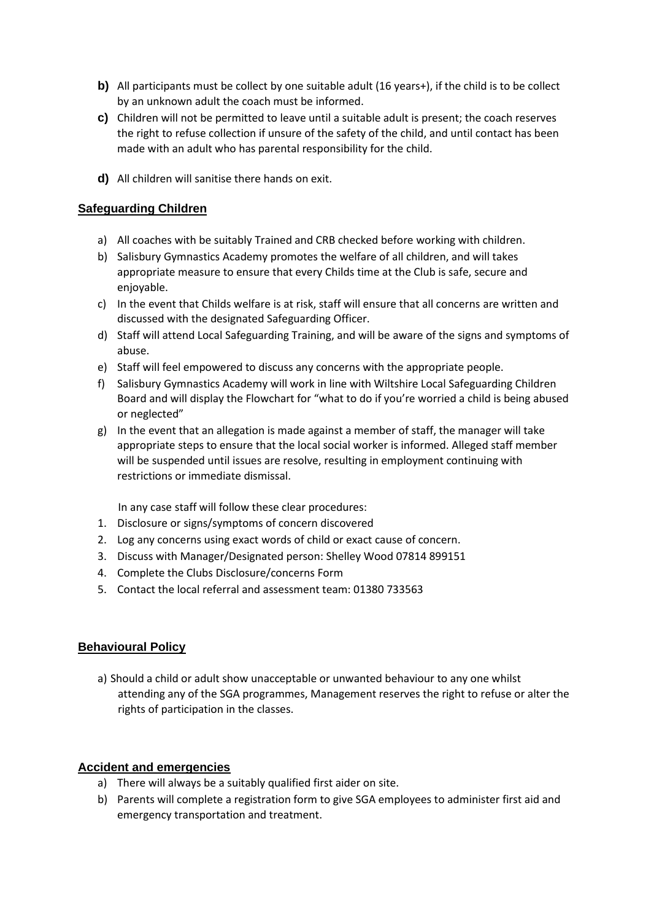**b)** All participants must be collect by one suitable adult (16 years+), if the child is to be collect by an unknown adult the coach must be informed.

**c)** Children will not be permitted to leave until a suitable adult is present; the coach reserves the right to refuse collection if unsure of the safety of the child, and until contact has been made with an adult who has parental responsibility for the child.

**d)** All children will sanitise there hands on exit.

## Safeguarding Children

a) All coaches with be suitably Trained and CRB checked before working with children.
b) Salisbury Gymnastics Academy promotes the welfare of all children, and will takes appropriate measure to ensure that every Childs time at the Club is safe, secure and enjoyable.
c) In the event that Childs welfare is at risk, staff will ensure that all concerns are written and discussed with the designated Safeguarding Officer.
d) Staff will attend Local Safeguarding Training, and will be aware of the signs and symptoms of abuse.
e) Staff will feel empowered to discuss any concerns with the appropriate people.
f) Salisbury Gymnastics Academy will work in line with Wiltshire Local Safeguarding Children Board and will display the Flowchart for "what to do if you're worried a child is being abused or neglected"
g) In the event that an allegation is made against a member of staff, the manager will take appropriate steps to ensure that the local social worker is informed. Alleged staff member will be suspended until issues are resolve, resulting in employment continuing with restrictions or immediate dismissal.

In any case staff will follow these clear procedures:

1. Disclosure or signs/symptoms of concern discovered
2. Log any concerns using exact words of child or exact cause of concern.
3. Discuss with Manager/Designated person: Shelley Wood 07814 899151
4. Complete the Clubs Disclosure/concerns Form
5. Contact the local referral and assessment team: 01380 733563

## Behavioural Policy

a) Should a child or adult show unacceptable or unwanted behaviour to any one whilst attending any of the SGA programmes, Management reserves the right to refuse or alter the rights of participation in the classes.

## Accident and emergencies

a) There will always be a suitably qualified first aider on site.
b) Parents will complete a registration form to give SGA employees to administer first aid and emergency transportation and treatment.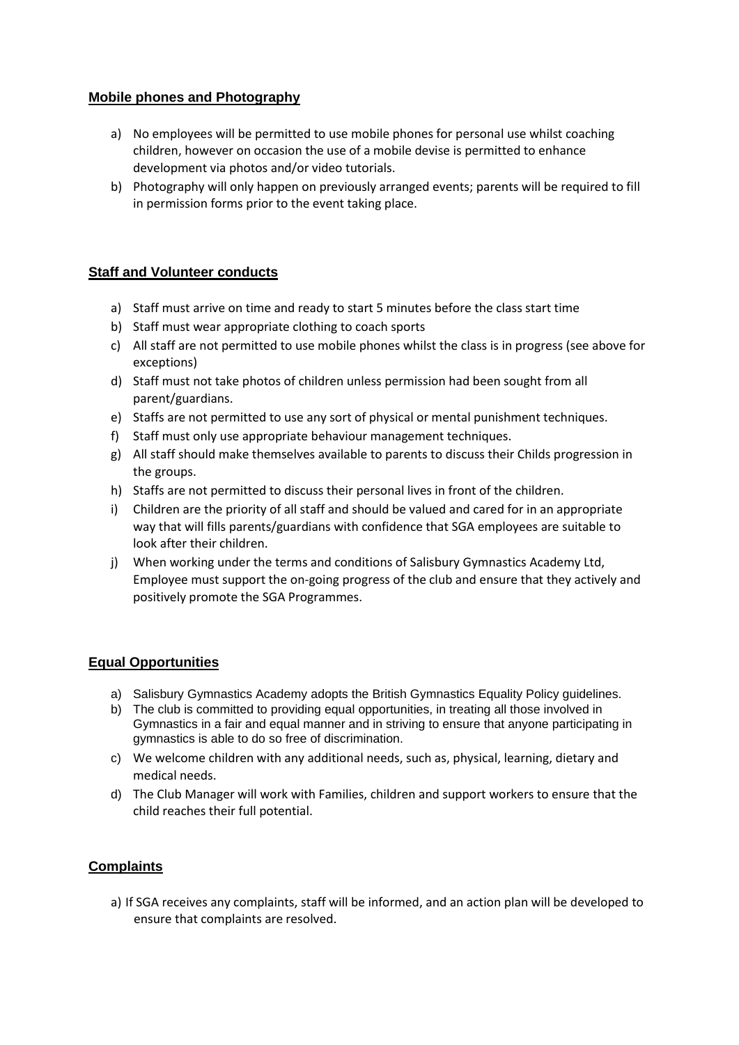## Mobile phones and Photography

a) No employees will be permitted to use mobile phones for personal use whilst coaching children, however on occasion the use of a mobile devise is permitted to enhance development via photos and/or video tutorials.

b) Photography will only happen on previously arranged events; parents will be required to fill in permission forms prior to the event taking place.

## Staff and Volunteer conducts

a) Staff must arrive on time and ready to start 5 minutes before the class start time

b) Staff must wear appropriate clothing to coach sports

c) All staff are not permitted to use mobile phones whilst the class is in progress (see above for exceptions)

d) Staff must not take photos of children unless permission had been sought from all parent/guardians.

e) Staffs are not permitted to use any sort of physical or mental punishment techniques.

f) Staff must only use appropriate behaviour management techniques.

g) All staff should make themselves available to parents to discuss their Childs progression in the groups.

h) Staffs are not permitted to discuss their personal lives in front of the children.

i) Children are the priority of all staff and should be valued and cared for in an appropriate way that will fills parents/guardians with confidence that SGA employees are suitable to look after their children.

j) When working under the terms and conditions of Salisbury Gymnastics Academy Ltd, Employee must support the on-going progress of the club and ensure that they actively and positively promote the SGA Programmes.

## Equal Opportunities

a) Salisbury Gymnastics Academy adopts the British Gymnastics Equality Policy guidelines.

b) The club is committed to providing equal opportunities, in treating all those involved in Gymnastics in a fair and equal manner and in striving to ensure that anyone participating in gymnastics is able to do so free of discrimination.

c) We welcome children with any additional needs, such as, physical, learning, dietary and medical needs.

d) The Club Manager will work with Families, children and support workers to ensure that the child reaches their full potential.

## Complaints

a) If SGA receives any complaints, staff will be informed, and an action plan will be developed to ensure that complaints are resolved.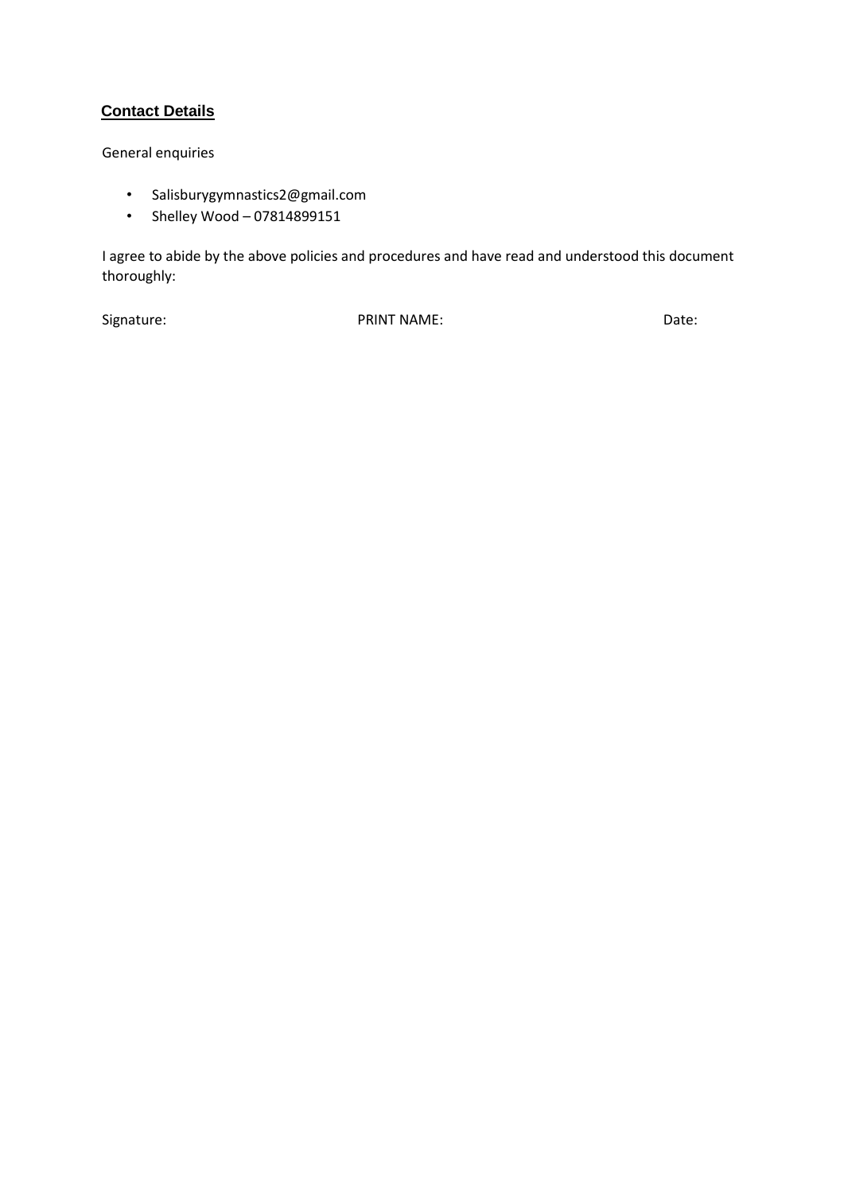## Contact Details

General enquiries

- Salisburygymnastics2@gmail.com
- Shelley Wood – 07814899151

I agree to abide by the above policies and procedures and have read and understood this document thoroughly:

Signature: PRINT NAME: Date: